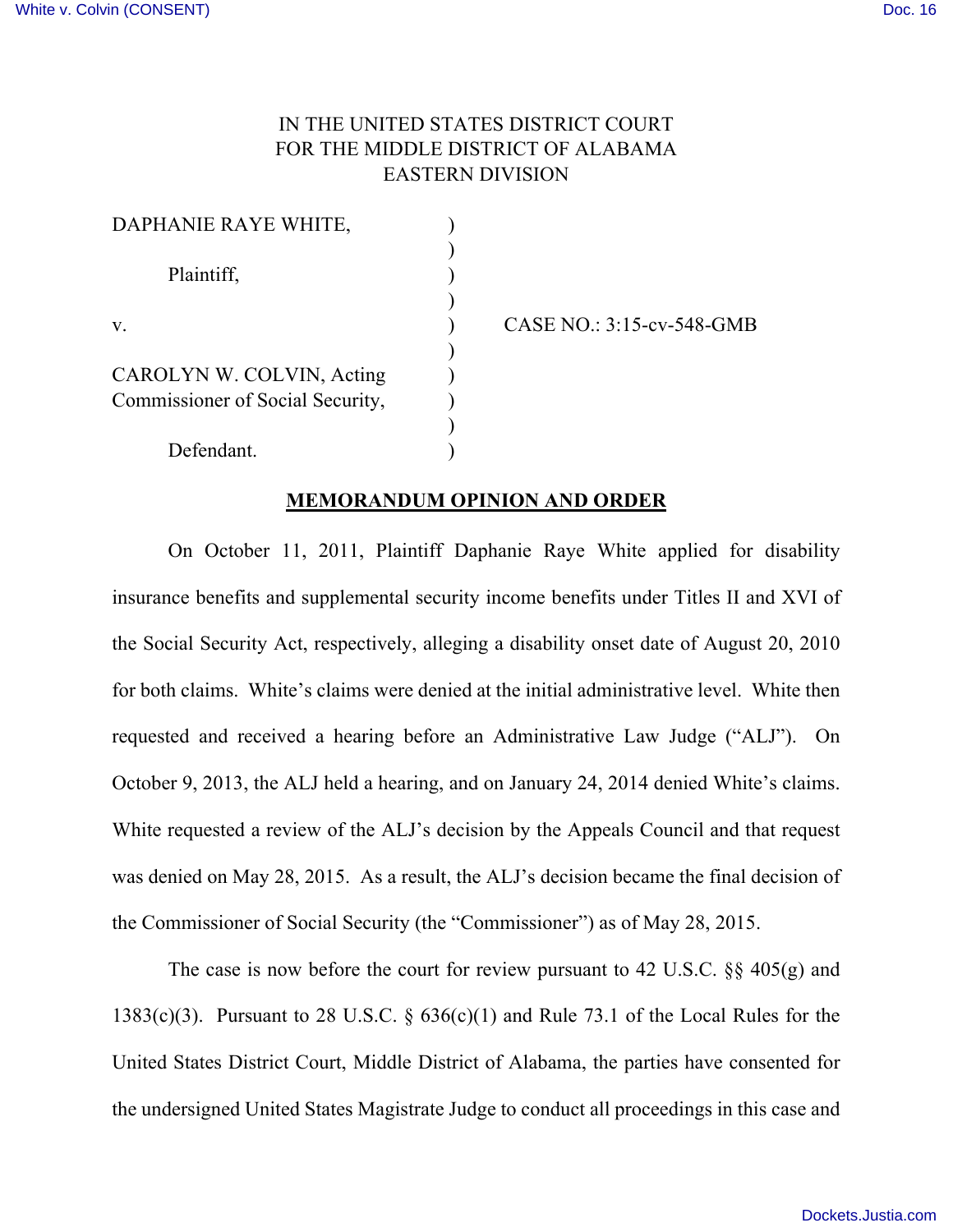IN THE UNITED STATES DISTRICT COURT
FOR THE MIDDLE DISTRICT OF ALABAMA
EASTERN DIVISION

| | | |
|---|---|---|
| DAPHANIE RAYE WHITE, | ) | |
| Plaintiff, | ) | |
| v. | ) | CASE NO.: 3:15-cv-548-GMB |
| CAROLYN W. COLVIN, Acting Commissioner of Social Security, | ) | |
| Defendant. | ) | |

**MEMORANDUM OPINION AND ORDER**

On October 11, 2011, Plaintiff Daphanie Raye White applied for disability insurance benefits and supplemental security income benefits under Titles II and XVI of the Social Security Act, respectively, alleging a disability onset date of August 20, 2010 for both claims. White's claims were denied at the initial administrative level. White then requested and received a hearing before an Administrative Law Judge ("ALJ"). On October 9, 2013, the ALJ held a hearing, and on January 24, 2014 denied White's claims. White requested a review of the ALJ's decision by the Appeals Council and that request was denied on May 28, 2015. As a result, the ALJ's decision became the final decision of the Commissioner of Social Security (the "Commissioner") as of May 28, 2015.

The case is now before the court for review pursuant to 42 U.S.C. §§ 405(g) and 1383(c)(3). Pursuant to 28 U.S.C. § 636(c)(1) and Rule 73.1 of the Local Rules for the United States District Court, Middle District of Alabama, the parties have consented for the undersigned United States Magistrate Judge to conduct all proceedings in this case and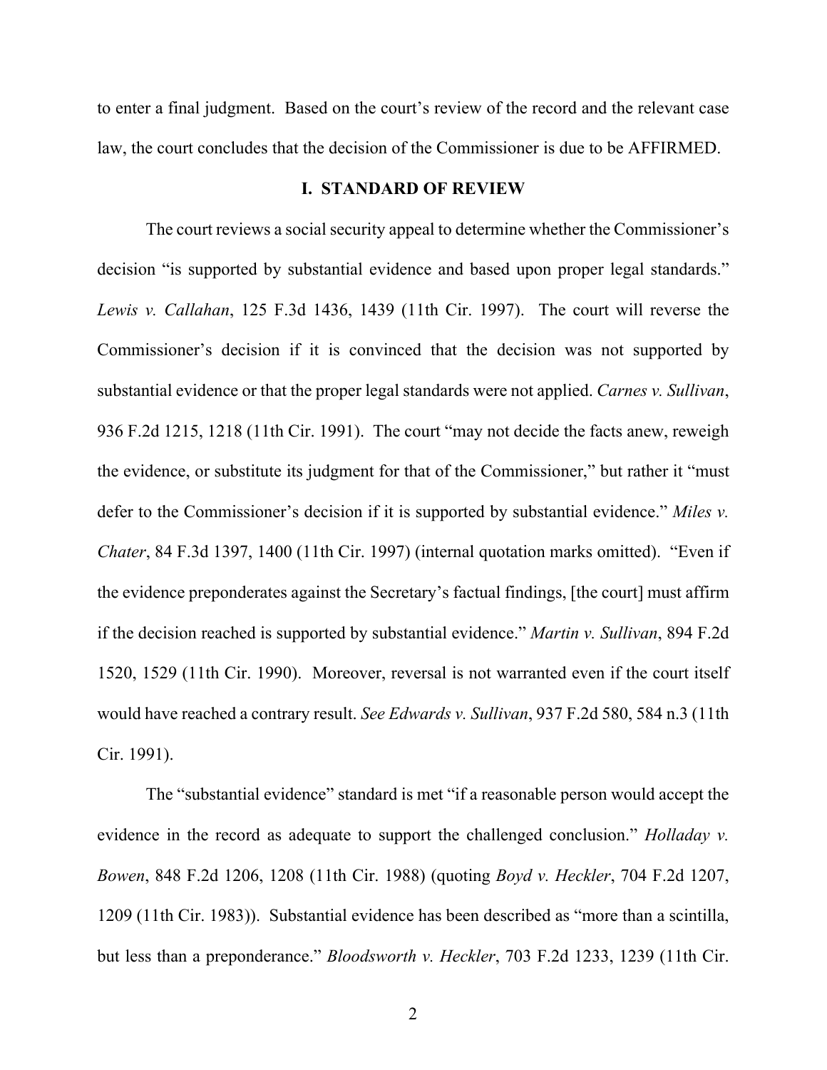to enter a final judgment. Based on the court's review of the record and the relevant case law, the court concludes that the decision of the Commissioner is due to be AFFIRMED.

## I. STANDARD OF REVIEW

The court reviews a social security appeal to determine whether the Commissioner's decision "is supported by substantial evidence and based upon proper legal standards." *Lewis v. Callahan*, 125 F.3d 1436, 1439 (11th Cir. 1997). The court will reverse the Commissioner's decision if it is convinced that the decision was not supported by substantial evidence or that the proper legal standards were not applied. *Carnes v. Sullivan*, 936 F.2d 1215, 1218 (11th Cir. 1991). The court "may not decide the facts anew, reweigh the evidence, or substitute its judgment for that of the Commissioner," but rather it "must defer to the Commissioner's decision if it is supported by substantial evidence." *Miles v. Chater*, 84 F.3d 1397, 1400 (11th Cir. 1997) (internal quotation marks omitted). "Even if the evidence preponderates against the Secretary's factual findings, [the court] must affirm if the decision reached is supported by substantial evidence." *Martin v. Sullivan*, 894 F.2d 1520, 1529 (11th Cir. 1990). Moreover, reversal is not warranted even if the court itself would have reached a contrary result. *See Edwards v. Sullivan*, 937 F.2d 580, 584 n.3 (11th Cir. 1991).

The "substantial evidence" standard is met "if a reasonable person would accept the evidence in the record as adequate to support the challenged conclusion." *Holladay v. Bowen*, 848 F.2d 1206, 1208 (11th Cir. 1988) (quoting *Boyd v. Heckler*, 704 F.2d 1207, 1209 (11th Cir. 1983)). Substantial evidence has been described as "more than a scintilla, but less than a preponderance." *Bloodsworth v. Heckler*, 703 F.2d 1233, 1239 (11th Cir.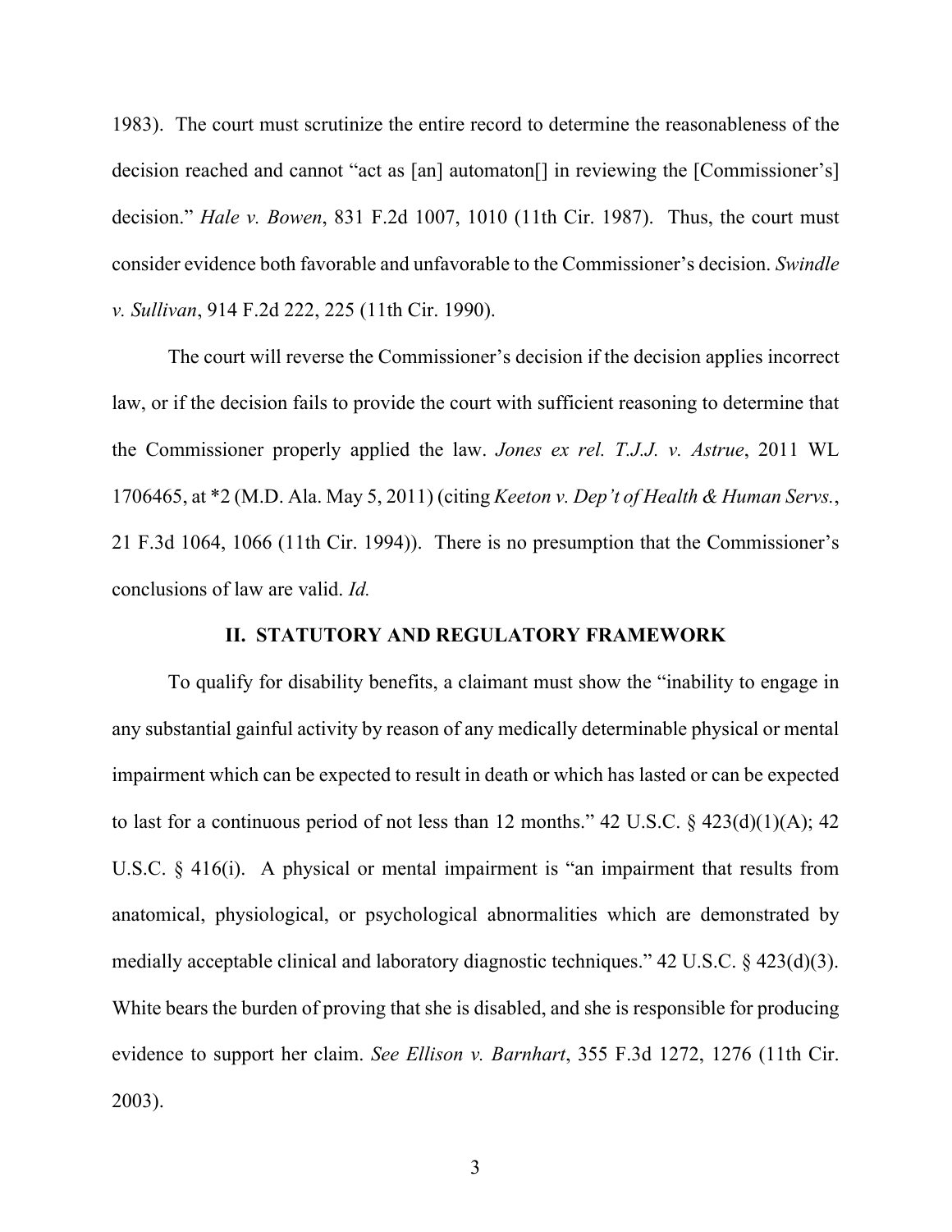1983). The court must scrutinize the entire record to determine the reasonableness of the decision reached and cannot "act as [an] automaton[] in reviewing the [Commissioner's] decision." *Hale v. Bowen*, 831 F.2d 1007, 1010 (11th Cir. 1987). Thus, the court must consider evidence both favorable and unfavorable to the Commissioner's decision. *Swindle v. Sullivan*, 914 F.2d 222, 225 (11th Cir. 1990).

The court will reverse the Commissioner's decision if the decision applies incorrect law, or if the decision fails to provide the court with sufficient reasoning to determine that the Commissioner properly applied the law. *Jones ex rel. T.J.J. v. Astrue*, 2011 WL 1706465, at *2 (M.D. Ala. May 5, 2011) (citing *Keeton v. Dep't of Health & Human Servs.*, 21 F.3d 1064, 1066 (11th Cir. 1994)). There is no presumption that the Commissioner's conclusions of law are valid. *Id.*

## II. STATUTORY AND REGULATORY FRAMEWORK

To qualify for disability benefits, a claimant must show the "inability to engage in any substantial gainful activity by reason of any medically determinable physical or mental impairment which can be expected to result in death or which has lasted or can be expected to last for a continuous period of not less than 12 months." 42 U.S.C. § 423(d)(1)(A); 42 U.S.C. § 416(i). A physical or mental impairment is "an impairment that results from anatomical, physiological, or psychological abnormalities which are demonstrated by medially acceptable clinical and laboratory diagnostic techniques." 42 U.S.C. § 423(d)(3). White bears the burden of proving that she is disabled, and she is responsible for producing evidence to support her claim. *See Ellison v. Barnhart*, 355 F.3d 1272, 1276 (11th Cir. 2003).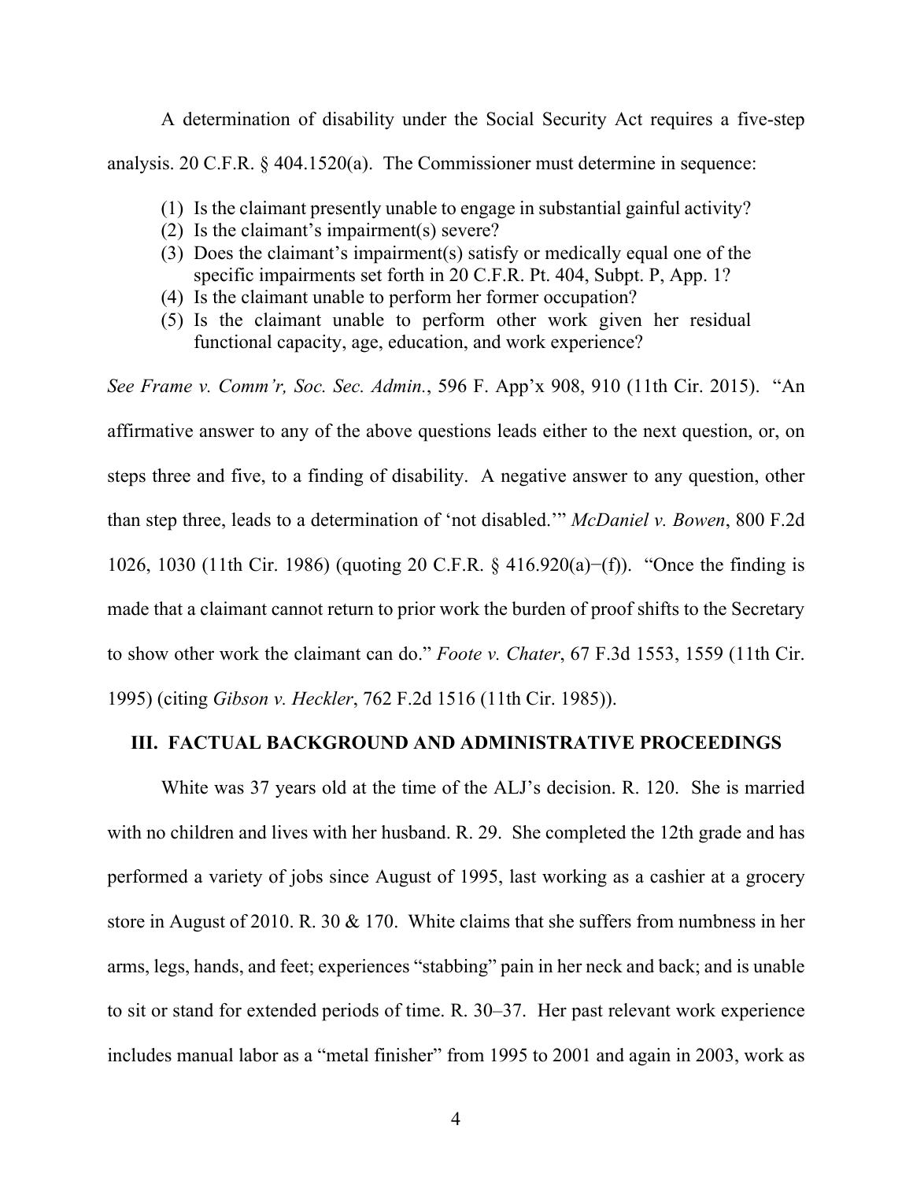A determination of disability under the Social Security Act requires a five-step analysis. 20 C.F.R. § 404.1520(a). The Commissioner must determine in sequence:

> (1) Is the claimant presently unable to engage in substantial gainful activity?
> (2) Is the claimant's impairment(s) severe?
> (3) Does the claimant's impairment(s) satisfy or medically equal one of the specific impairments set forth in 20 C.F.R. Pt. 404, Subpt. P, App. 1?
> (4) Is the claimant unable to perform her former occupation?
> (5) Is the claimant unable to perform other work given her residual functional capacity, age, education, and work experience?

*See Frame v. Comm'r, Soc. Sec. Admin.*, 596 F. App'x 908, 910 (11th Cir. 2015). "An affirmative answer to any of the above questions leads either to the next question, or, on steps three and five, to a finding of disability. A negative answer to any question, other than step three, leads to a determination of 'not disabled.'" *McDaniel v. Bowen*, 800 F.2d 1026, 1030 (11th Cir. 1986) (quoting 20 C.F.R. § 416.920(a)−(f)). "Once the finding is made that a claimant cannot return to prior work the burden of proof shifts to the Secretary to show other work the claimant can do." *Foote v. Chater*, 67 F.3d 1553, 1559 (11th Cir. 1995) (citing *Gibson v. Heckler*, 762 F.2d 1516 (11th Cir. 1985)).

## III. FACTUAL BACKGROUND AND ADMINISTRATIVE PROCEEDINGS

White was 37 years old at the time of the ALJ's decision. R. 120. She is married with no children and lives with her husband. R. 29. She completed the 12th grade and has performed a variety of jobs since August of 1995, last working as a cashier at a grocery store in August of 2010. R. 30 & 170. White claims that she suffers from numbness in her arms, legs, hands, and feet; experiences "stabbing" pain in her neck and back; and is unable to sit or stand for extended periods of time. R. 30–37. Her past relevant work experience includes manual labor as a "metal finisher" from 1995 to 2001 and again in 2003, work as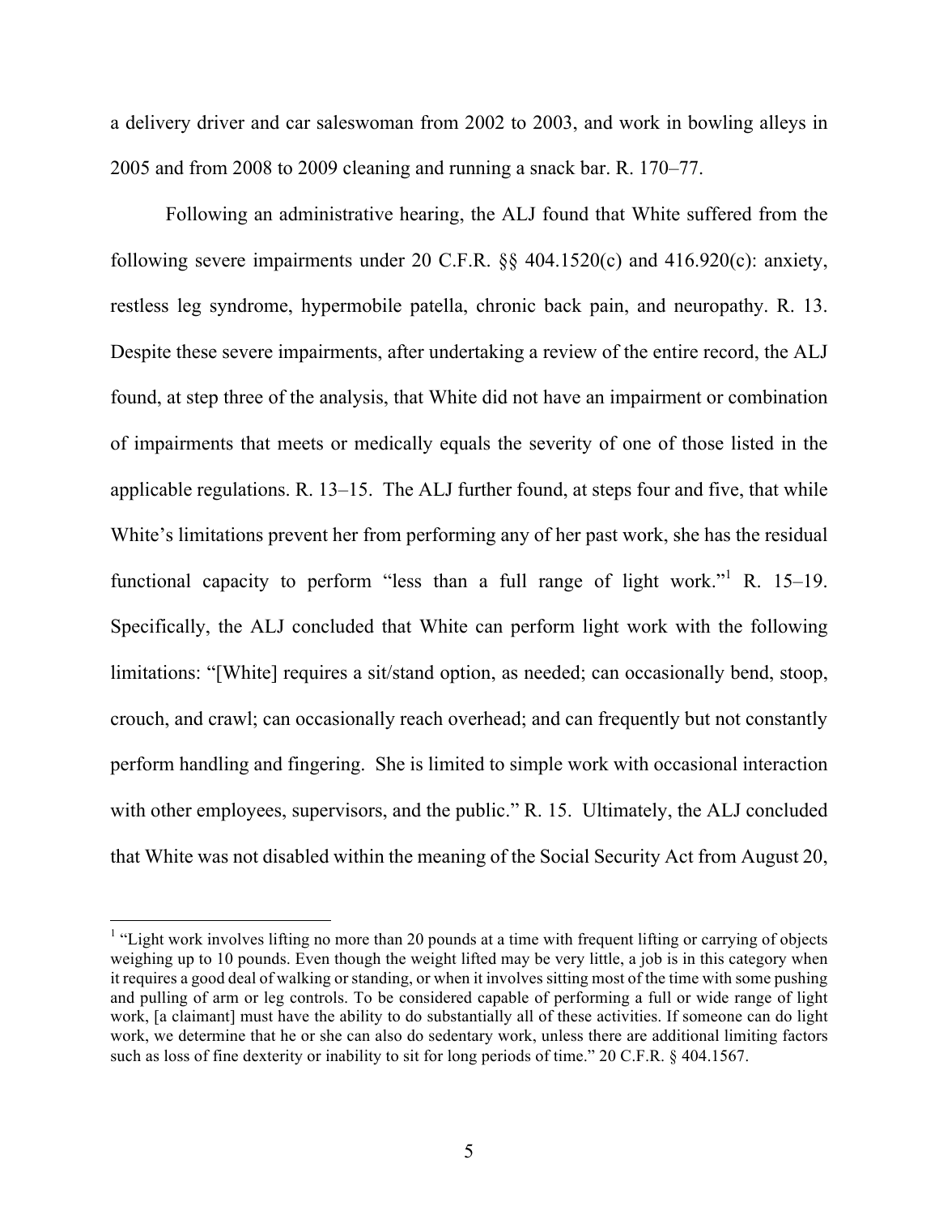a delivery driver and car saleswoman from 2002 to 2003, and work in bowling alleys in 2005 and from 2008 to 2009 cleaning and running a snack bar. R. 170–77.

Following an administrative hearing, the ALJ found that White suffered from the following severe impairments under 20 C.F.R. §§ 404.1520(c) and 416.920(c): anxiety, restless leg syndrome, hypermobile patella, chronic back pain, and neuropathy. R. 13. Despite these severe impairments, after undertaking a review of the entire record, the ALJ found, at step three of the analysis, that White did not have an impairment or combination of impairments that meets or medically equals the severity of one of those listed in the applicable regulations. R. 13–15. The ALJ further found, at steps four and five, that while White's limitations prevent her from performing any of her past work, she has the residual functional capacity to perform "less than a full range of light work."[1] R. 15–19. Specifically, the ALJ concluded that White can perform light work with the following limitations: "[White] requires a sit/stand option, as needed; can occasionally bend, stoop, crouch, and crawl; can occasionally reach overhead; and can frequently but not constantly perform handling and fingering. She is limited to simple work with occasional interaction with other employees, supervisors, and the public." R. 15. Ultimately, the ALJ concluded that White was not disabled within the meaning of the Social Security Act from August 20,

---

[1] "Light work involves lifting no more than 20 pounds at a time with frequent lifting or carrying of objects weighing up to 10 pounds. Even though the weight lifted may be very little, a job is in this category when it requires a good deal of walking or standing, or when it involves sitting most of the time with some pushing and pulling of arm or leg controls. To be considered capable of performing a full or wide range of light work, [a claimant] must have the ability to do substantially all of these activities. If someone can do light work, we determine that he or she can also do sedentary work, unless there are additional limiting factors such as loss of fine dexterity or inability to sit for long periods of time." 20 C.F.R. § 404.1567.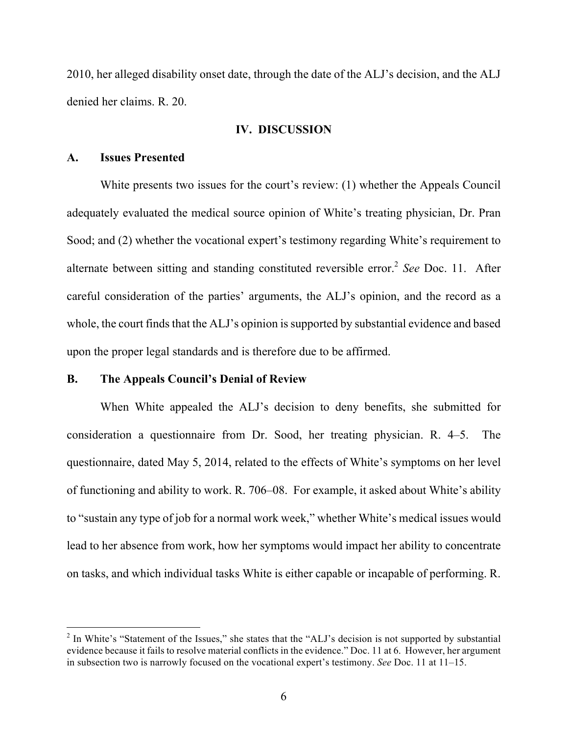2010, her alleged disability onset date, through the date of the ALJ's decision, and the ALJ denied her claims. R. 20.

## IV. DISCUSSION

### A. Issues Presented

White presents two issues for the court's review: (1) whether the Appeals Council adequately evaluated the medical source opinion of White's treating physician, Dr. Pran Sood; and (2) whether the vocational expert's testimony regarding White's requirement to alternate between sitting and standing constituted reversible error.[2] *See* Doc. 11. After careful consideration of the parties' arguments, the ALJ's opinion, and the record as a whole, the court finds that the ALJ's opinion is supported by substantial evidence and based upon the proper legal standards and is therefore due to be affirmed.

### B. The Appeals Council's Denial of Review

When White appealed the ALJ's decision to deny benefits, she submitted for consideration a questionnaire from Dr. Sood, her treating physician. R. 4–5. The questionnaire, dated May 5, 2014, related to the effects of White's symptoms on her level of functioning and ability to work. R. 706–08. For example, it asked about White's ability to "sustain any type of job for a normal work week," whether White's medical issues would lead to her absence from work, how her symptoms would impact her ability to concentrate on tasks, and which individual tasks White is either capable or incapable of performing. R.

[2] In White's "Statement of the Issues," she states that the "ALJ's decision is not supported by substantial evidence because it fails to resolve material conflicts in the evidence." Doc. 11 at 6. However, her argument in subsection two is narrowly focused on the vocational expert's testimony. *See* Doc. 11 at 11–15.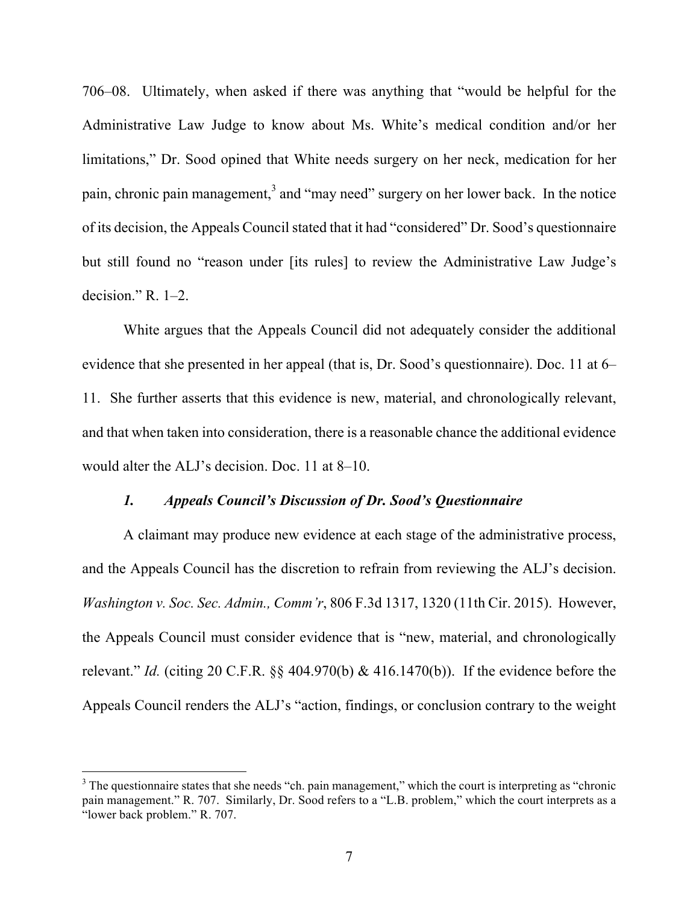706–08. Ultimately, when asked if there was anything that "would be helpful for the Administrative Law Judge to know about Ms. White's medical condition and/or her limitations," Dr. Sood opined that White needs surgery on her neck, medication for her pain, chronic pain management,[3] and "may need" surgery on her lower back. In the notice of its decision, the Appeals Council stated that it had "considered" Dr. Sood's questionnaire but still found no "reason under [its rules] to review the Administrative Law Judge's decision." R. 1–2.

White argues that the Appeals Council did not adequately consider the additional evidence that she presented in her appeal (that is, Dr. Sood's questionnaire). Doc. 11 at 6–11. She further asserts that this evidence is new, material, and chronologically relevant, and that when taken into consideration, there is a reasonable chance the additional evidence would alter the ALJ's decision. Doc. 11 at 8–10.

### *1. Appeals Council's Discussion of Dr. Sood's Questionnaire*

A claimant may produce new evidence at each stage of the administrative process, and the Appeals Council has the discretion to refrain from reviewing the ALJ's decision. *Washington v. Soc. Sec. Admin., Comm'r*, 806 F.3d 1317, 1320 (11th Cir. 2015). However, the Appeals Council must consider evidence that is "new, material, and chronologically relevant." *Id.* (citing 20 C.F.R. §§ 404.970(b) & 416.1470(b)). If the evidence before the Appeals Council renders the ALJ's "action, findings, or conclusion contrary to the weight

---

[3] The questionnaire states that she needs "ch. pain management," which the court is interpreting as "chronic pain management." R. 707. Similarly, Dr. Sood refers to a "L.B. problem," which the court interprets as a "lower back problem." R. 707.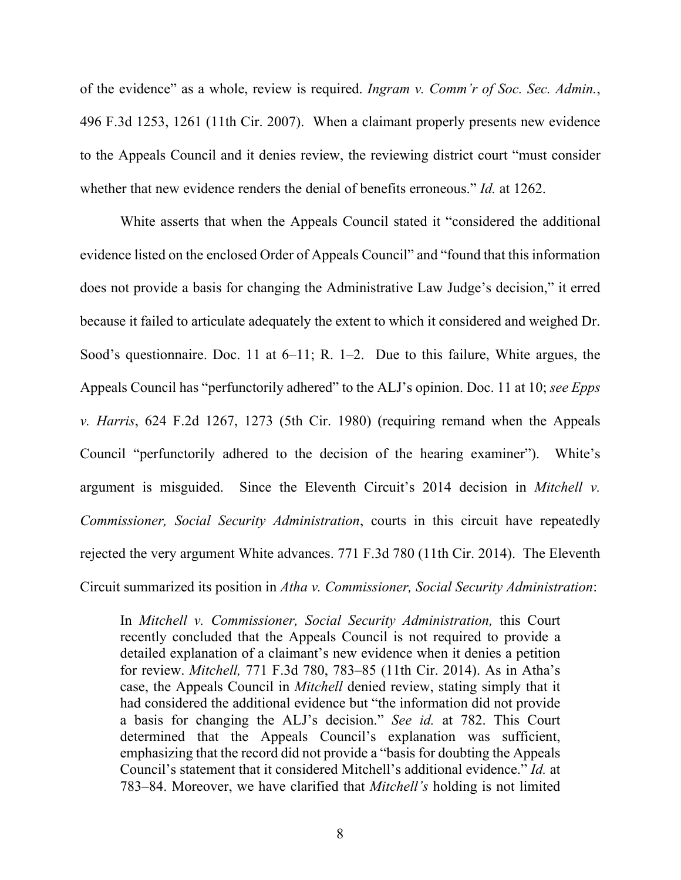of the evidence" as a whole, review is required. *Ingram v. Comm'r of Soc. Sec. Admin.*, 496 F.3d 1253, 1261 (11th Cir. 2007). When a claimant properly presents new evidence to the Appeals Council and it denies review, the reviewing district court "must consider whether that new evidence renders the denial of benefits erroneous." *Id.* at 1262.

White asserts that when the Appeals Council stated it "considered the additional evidence listed on the enclosed Order of Appeals Council" and "found that this information does not provide a basis for changing the Administrative Law Judge's decision," it erred because it failed to articulate adequately the extent to which it considered and weighed Dr. Sood's questionnaire. Doc. 11 at 6–11; R. 1–2. Due to this failure, White argues, the Appeals Council has "perfunctorily adhered" to the ALJ's opinion. Doc. 11 at 10; *see Epps v. Harris*, 624 F.2d 1267, 1273 (5th Cir. 1980) (requiring remand when the Appeals Council "perfunctorily adhered to the decision of the hearing examiner"). White's argument is misguided. Since the Eleventh Circuit's 2014 decision in *Mitchell v. Commissioner, Social Security Administration*, courts in this circuit have repeatedly rejected the very argument White advances. 771 F.3d 780 (11th Cir. 2014). The Eleventh Circuit summarized its position in *Atha v. Commissioner, Social Security Administration*:

> In *Mitchell v. Commissioner, Social Security Administration,* this Court recently concluded that the Appeals Council is not required to provide a detailed explanation of a claimant's new evidence when it denies a petition for review. *Mitchell,* 771 F.3d 780, 783–85 (11th Cir. 2014). As in Atha's case, the Appeals Council in *Mitchell* denied review, stating simply that it had considered the additional evidence but "the information did not provide a basis for changing the ALJ's decision." *See id.* at 782. This Court determined that the Appeals Council's explanation was sufficient, emphasizing that the record did not provide a "basis for doubting the Appeals Council's statement that it considered Mitchell's additional evidence." *Id.* at 783–84. Moreover, we have clarified that *Mitchell's* holding is not limited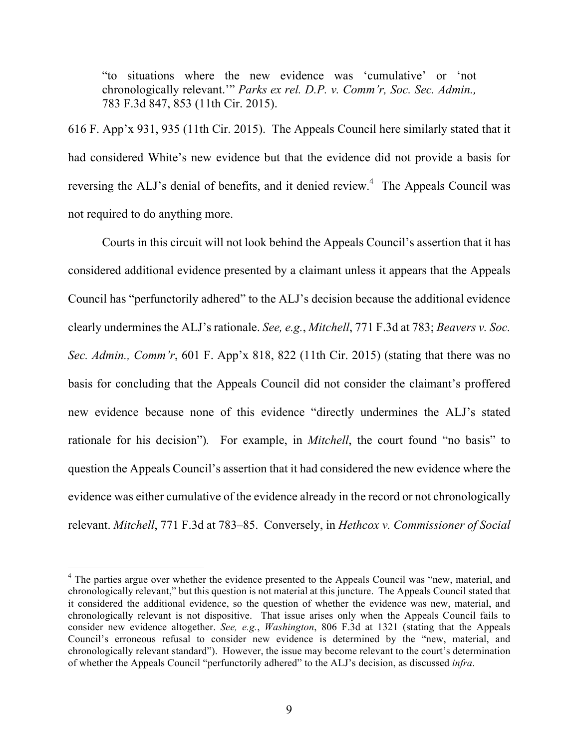> "to situations where the new evidence was 'cumulative' or 'not chronologically relevant.'" *Parks ex rel. D.P. v. Comm'r, Soc. Sec. Admin.*, 783 F.3d 847, 853 (11th Cir. 2015).

616 F. App'x 931, 935 (11th Cir. 2015). The Appeals Council here similarly stated that it had considered White's new evidence but that the evidence did not provide a basis for reversing the ALJ's denial of benefits, and it denied review.[4] The Appeals Council was not required to do anything more.

Courts in this circuit will not look behind the Appeals Council's assertion that it has considered additional evidence presented by a claimant unless it appears that the Appeals Council has "perfunctorily adhered" to the ALJ's decision because the additional evidence clearly undermines the ALJ's rationale. *See, e.g.*, *Mitchell*, 771 F.3d at 783; *Beavers v. Soc. Sec. Admin., Comm'r*, 601 F. App'x 818, 822 (11th Cir. 2015) (stating that there was no basis for concluding that the Appeals Council did not consider the claimant's proffered new evidence because none of this evidence "directly undermines the ALJ's stated rationale for his decision"). For example, in *Mitchell*, the court found "no basis" to question the Appeals Council's assertion that it had considered the new evidence where the evidence was either cumulative of the evidence already in the record or not chronologically relevant. *Mitchell*, 771 F.3d at 783–85. Conversely, in *Hethcox v. Commissioner of Social*

---

[4] The parties argue over whether the evidence presented to the Appeals Council was "new, material, and chronologically relevant," but this question is not material at this juncture. The Appeals Council stated that it considered the additional evidence, so the question of whether the evidence was new, material, and chronologically relevant is not dispositive. That issue arises only when the Appeals Council fails to consider new evidence altogether. *See, e.g.*, *Washington*, 806 F.3d at 1321 (stating that the Appeals Council's erroneous refusal to consider new evidence is determined by the "new, material, and chronologically relevant standard"). However, the issue may become relevant to the court's determination of whether the Appeals Council "perfunctorily adhered" to the ALJ's decision, as discussed *infra*.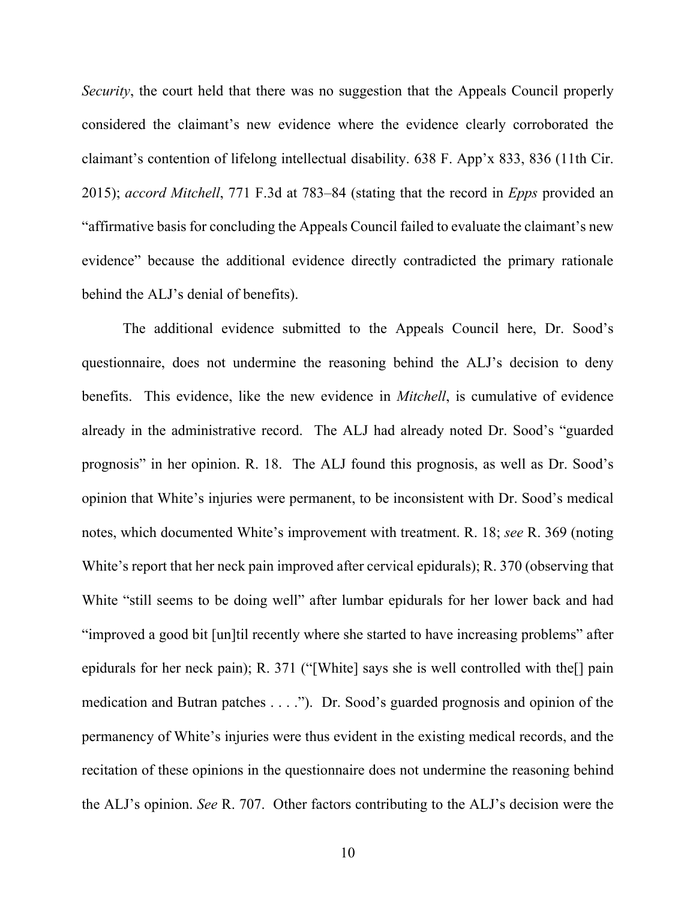*Security*, the court held that there was no suggestion that the Appeals Council properly considered the claimant's new evidence where the evidence clearly corroborated the claimant's contention of lifelong intellectual disability. 638 F. App'x 833, 836 (11th Cir. 2015); *accord Mitchell*, 771 F.3d at 783–84 (stating that the record in *Epps* provided an "affirmative basis for concluding the Appeals Council failed to evaluate the claimant's new evidence" because the additional evidence directly contradicted the primary rationale behind the ALJ's denial of benefits).

The additional evidence submitted to the Appeals Council here, Dr. Sood's questionnaire, does not undermine the reasoning behind the ALJ's decision to deny benefits. This evidence, like the new evidence in *Mitchell*, is cumulative of evidence already in the administrative record. The ALJ had already noted Dr. Sood's "guarded prognosis" in her opinion. R. 18. The ALJ found this prognosis, as well as Dr. Sood's opinion that White's injuries were permanent, to be inconsistent with Dr. Sood's medical notes, which documented White's improvement with treatment. R. 18; *see* R. 369 (noting White's report that her neck pain improved after cervical epidurals); R. 370 (observing that White "still seems to be doing well" after lumbar epidurals for her lower back and had "improved a good bit [un]til recently where she started to have increasing problems" after epidurals for her neck pain); R. 371 ("[White] says she is well controlled with the[] pain medication and Butran patches . . . ."). Dr. Sood's guarded prognosis and opinion of the permanency of White's injuries were thus evident in the existing medical records, and the recitation of these opinions in the questionnaire does not undermine the reasoning behind the ALJ's opinion. *See* R. 707. Other factors contributing to the ALJ's decision were the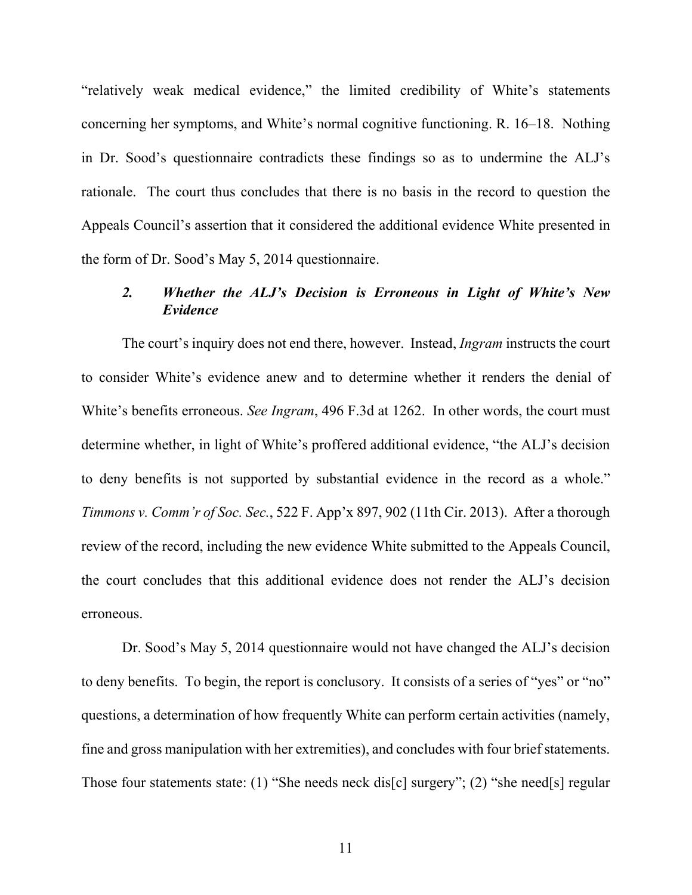"relatively weak medical evidence," the limited credibility of White's statements concerning her symptoms, and White's normal cognitive functioning. R. 16–18. Nothing in Dr. Sood's questionnaire contradicts these findings so as to undermine the ALJ's rationale. The court thus concludes that there is no basis in the record to question the Appeals Council's assertion that it considered the additional evidence White presented in the form of Dr. Sood's May 5, 2014 questionnaire.

### *2. Whether the ALJ's Decision is Erroneous in Light of White's New Evidence*

The court's inquiry does not end there, however. Instead, *Ingram* instructs the court to consider White's evidence anew and to determine whether it renders the denial of White's benefits erroneous. *See Ingram*, 496 F.3d at 1262. In other words, the court must determine whether, in light of White's proffered additional evidence, "the ALJ's decision to deny benefits is not supported by substantial evidence in the record as a whole." *Timmons v. Comm'r of Soc. Sec.*, 522 F. App'x 897, 902 (11th Cir. 2013). After a thorough review of the record, including the new evidence White submitted to the Appeals Council, the court concludes that this additional evidence does not render the ALJ's decision erroneous.

Dr. Sood's May 5, 2014 questionnaire would not have changed the ALJ's decision to deny benefits. To begin, the report is conclusory. It consists of a series of "yes" or "no" questions, a determination of how frequently White can perform certain activities (namely, fine and gross manipulation with her extremities), and concludes with four brief statements. Those four statements state: (1) "She needs neck dis[c] surgery"; (2) "she need[s] regular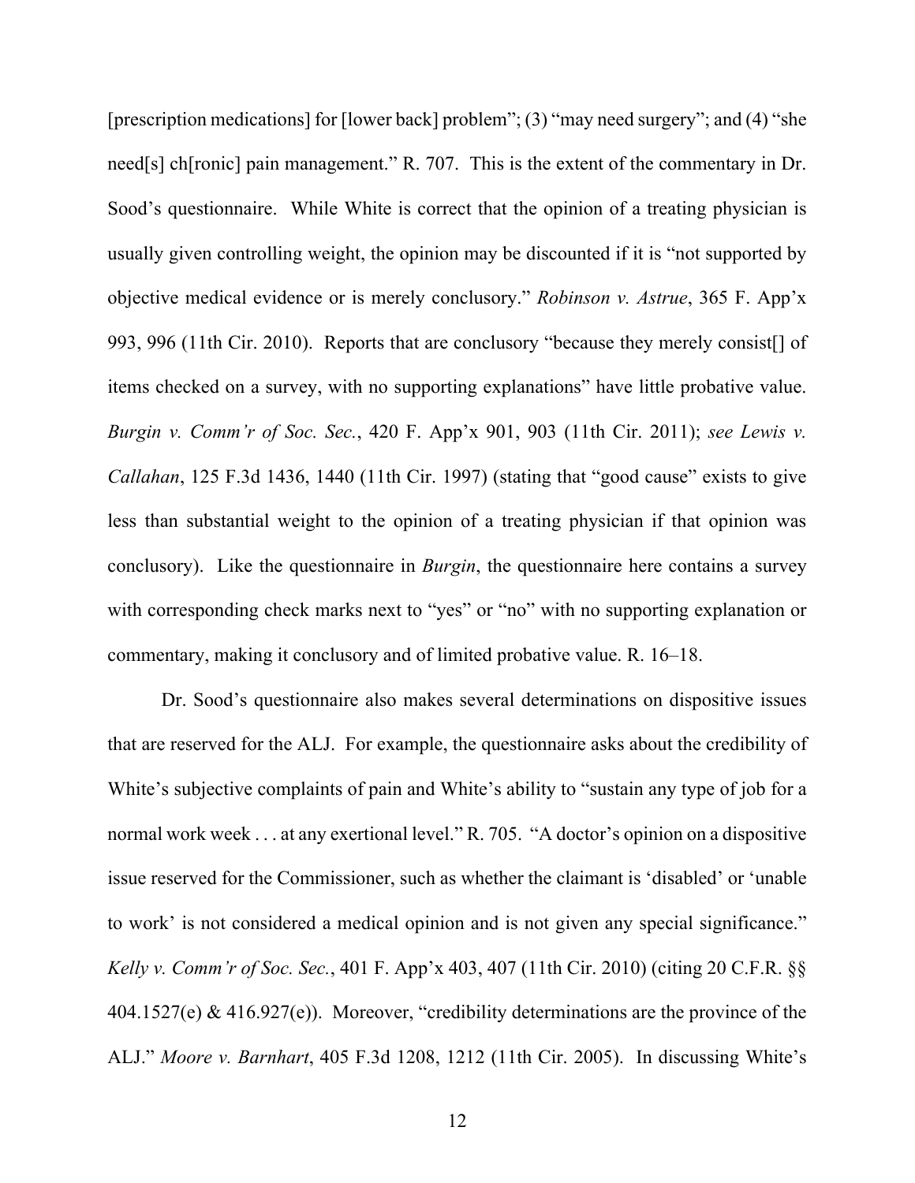[prescription medications] for [lower back] problem"; (3) "may need surgery"; and (4) "she need[s] ch[ronic] pain management." R. 707. This is the extent of the commentary in Dr. Sood's questionnaire. While White is correct that the opinion of a treating physician is usually given controlling weight, the opinion may be discounted if it is "not supported by objective medical evidence or is merely conclusory." *Robinson v. Astrue*, 365 F. App'x 993, 996 (11th Cir. 2010). Reports that are conclusory "because they merely consist[] of items checked on a survey, with no supporting explanations" have little probative value. *Burgin v. Comm'r of Soc. Sec.*, 420 F. App'x 901, 903 (11th Cir. 2011); *see Lewis v. Callahan*, 125 F.3d 1436, 1440 (11th Cir. 1997) (stating that "good cause" exists to give less than substantial weight to the opinion of a treating physician if that opinion was conclusory). Like the questionnaire in *Burgin*, the questionnaire here contains a survey with corresponding check marks next to "yes" or "no" with no supporting explanation or commentary, making it conclusory and of limited probative value. R. 16–18.

Dr. Sood's questionnaire also makes several determinations on dispositive issues that are reserved for the ALJ. For example, the questionnaire asks about the credibility of White's subjective complaints of pain and White's ability to "sustain any type of job for a normal work week . . . at any exertional level." R. 705. "A doctor's opinion on a dispositive issue reserved for the Commissioner, such as whether the claimant is 'disabled' or 'unable to work' is not considered a medical opinion and is not given any special significance." *Kelly v. Comm'r of Soc. Sec.*, 401 F. App'x 403, 407 (11th Cir. 2010) (citing 20 C.F.R. §§ 404.1527(e) & 416.927(e)). Moreover, "credibility determinations are the province of the ALJ." *Moore v. Barnhart*, 405 F.3d 1208, 1212 (11th Cir. 2005). In discussing White's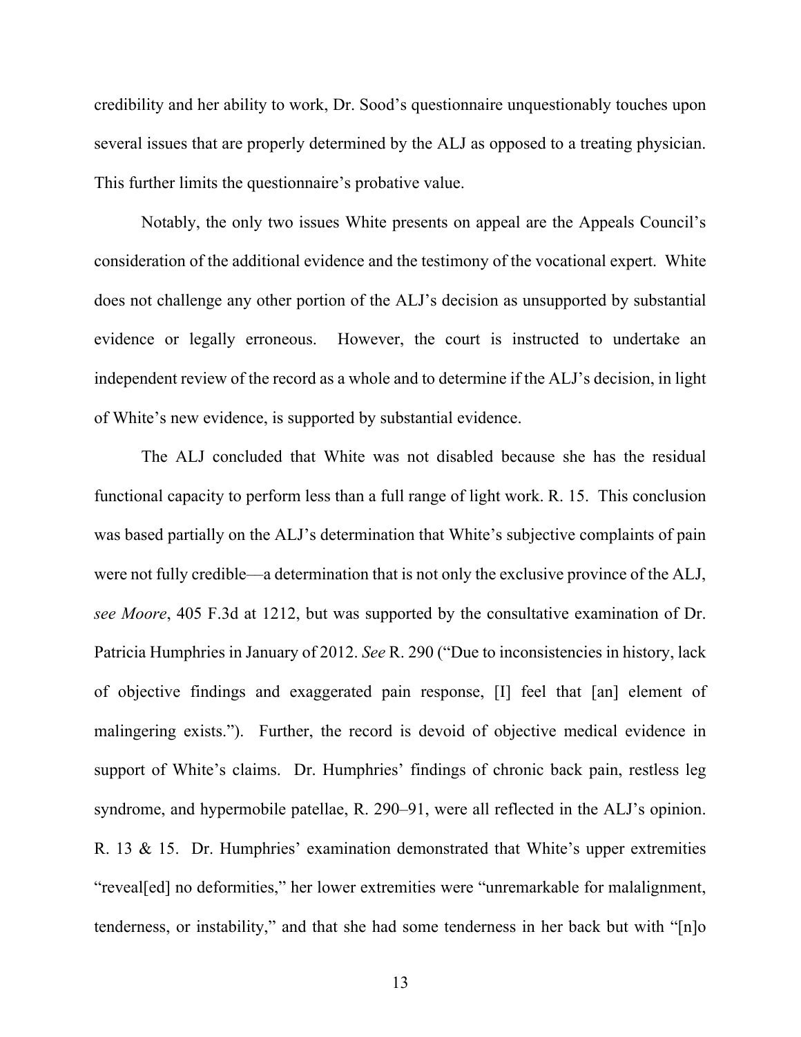credibility and her ability to work, Dr. Sood's questionnaire unquestionably touches upon several issues that are properly determined by the ALJ as opposed to a treating physician. This further limits the questionnaire's probative value.

Notably, the only two issues White presents on appeal are the Appeals Council's consideration of the additional evidence and the testimony of the vocational expert. White does not challenge any other portion of the ALJ's decision as unsupported by substantial evidence or legally erroneous. However, the court is instructed to undertake an independent review of the record as a whole and to determine if the ALJ's decision, in light of White's new evidence, is supported by substantial evidence.

The ALJ concluded that White was not disabled because she has the residual functional capacity to perform less than a full range of light work. R. 15. This conclusion was based partially on the ALJ's determination that White's subjective complaints of pain were not fully credible—a determination that is not only the exclusive province of the ALJ, *see Moore*, 405 F.3d at 1212, but was supported by the consultative examination of Dr. Patricia Humphries in January of 2012. *See* R. 290 ("Due to inconsistencies in history, lack of objective findings and exaggerated pain response, [I] feel that [an] element of malingering exists."). Further, the record is devoid of objective medical evidence in support of White's claims. Dr. Humphries' findings of chronic back pain, restless leg syndrome, and hypermobile patellae, R. 290–91, were all reflected in the ALJ's opinion. R. 13 & 15. Dr. Humphries' examination demonstrated that White's upper extremities "reveal[ed] no deformities," her lower extremities were "unremarkable for malalignment, tenderness, or instability," and that she had some tenderness in her back but with "[n]o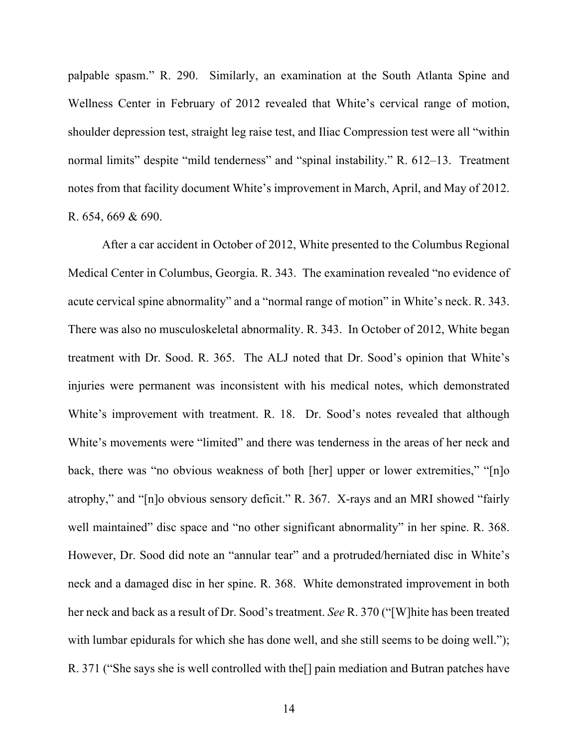palpable spasm." R. 290. Similarly, an examination at the South Atlanta Spine and Wellness Center in February of 2012 revealed that White's cervical range of motion, shoulder depression test, straight leg raise test, and Iliac Compression test were all "within normal limits" despite "mild tenderness" and "spinal instability." R. 612–13. Treatment notes from that facility document White's improvement in March, April, and May of 2012. R. 654, 669 & 690.

After a car accident in October of 2012, White presented to the Columbus Regional Medical Center in Columbus, Georgia. R. 343. The examination revealed "no evidence of acute cervical spine abnormality" and a "normal range of motion" in White's neck. R. 343. There was also no musculoskeletal abnormality. R. 343. In October of 2012, White began treatment with Dr. Sood. R. 365. The ALJ noted that Dr. Sood's opinion that White's injuries were permanent was inconsistent with his medical notes, which demonstrated White's improvement with treatment. R. 18. Dr. Sood's notes revealed that although White's movements were "limited" and there was tenderness in the areas of her neck and back, there was "no obvious weakness of both [her] upper or lower extremities," "[n]o atrophy," and "[n]o obvious sensory deficit." R. 367. X-rays and an MRI showed "fairly well maintained" disc space and "no other significant abnormality" in her spine. R. 368. However, Dr. Sood did note an "annular tear" and a protruded/herniated disc in White's neck and a damaged disc in her spine. R. 368. White demonstrated improvement in both her neck and back as a result of Dr. Sood's treatment. *See* R. 370 ("[W]hite has been treated with lumbar epidurals for which she has done well, and she still seems to be doing well."); R. 371 ("She says she is well controlled with the[] pain mediation and Butran patches have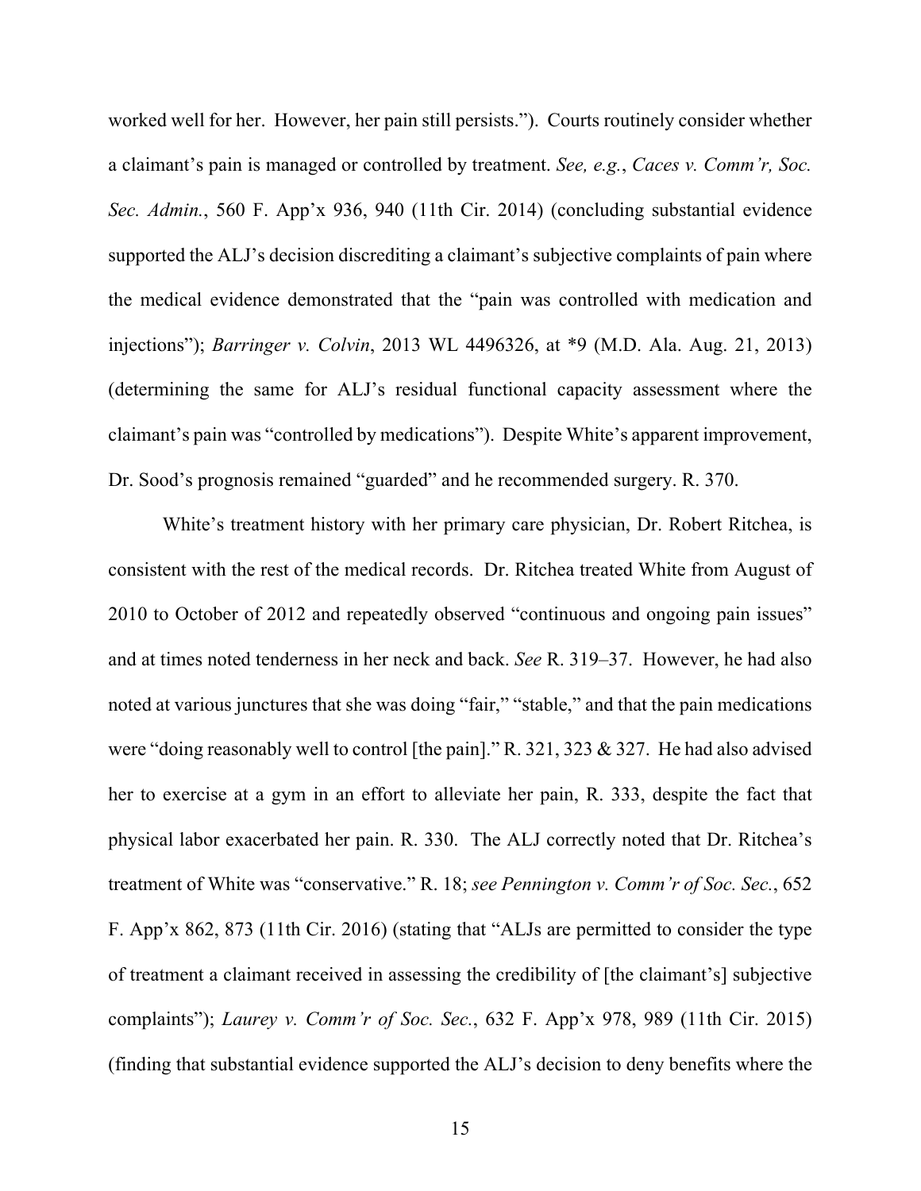worked well for her. However, her pain still persists."). Courts routinely consider whether a claimant's pain is managed or controlled by treatment. *See, e.g.*, *Caces v. Comm'r, Soc. Sec. Admin.*, 560 F. App'x 936, 940 (11th Cir. 2014) (concluding substantial evidence supported the ALJ's decision discrediting a claimant's subjective complaints of pain where the medical evidence demonstrated that the "pain was controlled with medication and injections"); *Barringer v. Colvin*, 2013 WL 4496326, at *9 (M.D. Ala. Aug. 21, 2013) (determining the same for ALJ's residual functional capacity assessment where the claimant's pain was "controlled by medications"). Despite White's apparent improvement, Dr. Sood's prognosis remained "guarded" and he recommended surgery. R. 370.

White's treatment history with her primary care physician, Dr. Robert Ritchea, is consistent with the rest of the medical records. Dr. Ritchea treated White from August of 2010 to October of 2012 and repeatedly observed "continuous and ongoing pain issues" and at times noted tenderness in her neck and back. *See* R. 319–37. However, he had also noted at various junctures that she was doing "fair," "stable," and that the pain medications were "doing reasonably well to control [the pain]." R. 321, 323 & 327. He had also advised her to exercise at a gym in an effort to alleviate her pain, R. 333, despite the fact that physical labor exacerbated her pain. R. 330. The ALJ correctly noted that Dr. Ritchea's treatment of White was "conservative." R. 18; *see Pennington v. Comm'r of Soc. Sec.*, 652 F. App'x 862, 873 (11th Cir. 2016) (stating that "ALJs are permitted to consider the type of treatment a claimant received in assessing the credibility of [the claimant's] subjective complaints"); *Laurey v. Comm'r of Soc. Sec.*, 632 F. App'x 978, 989 (11th Cir. 2015) (finding that substantial evidence supported the ALJ's decision to deny benefits where the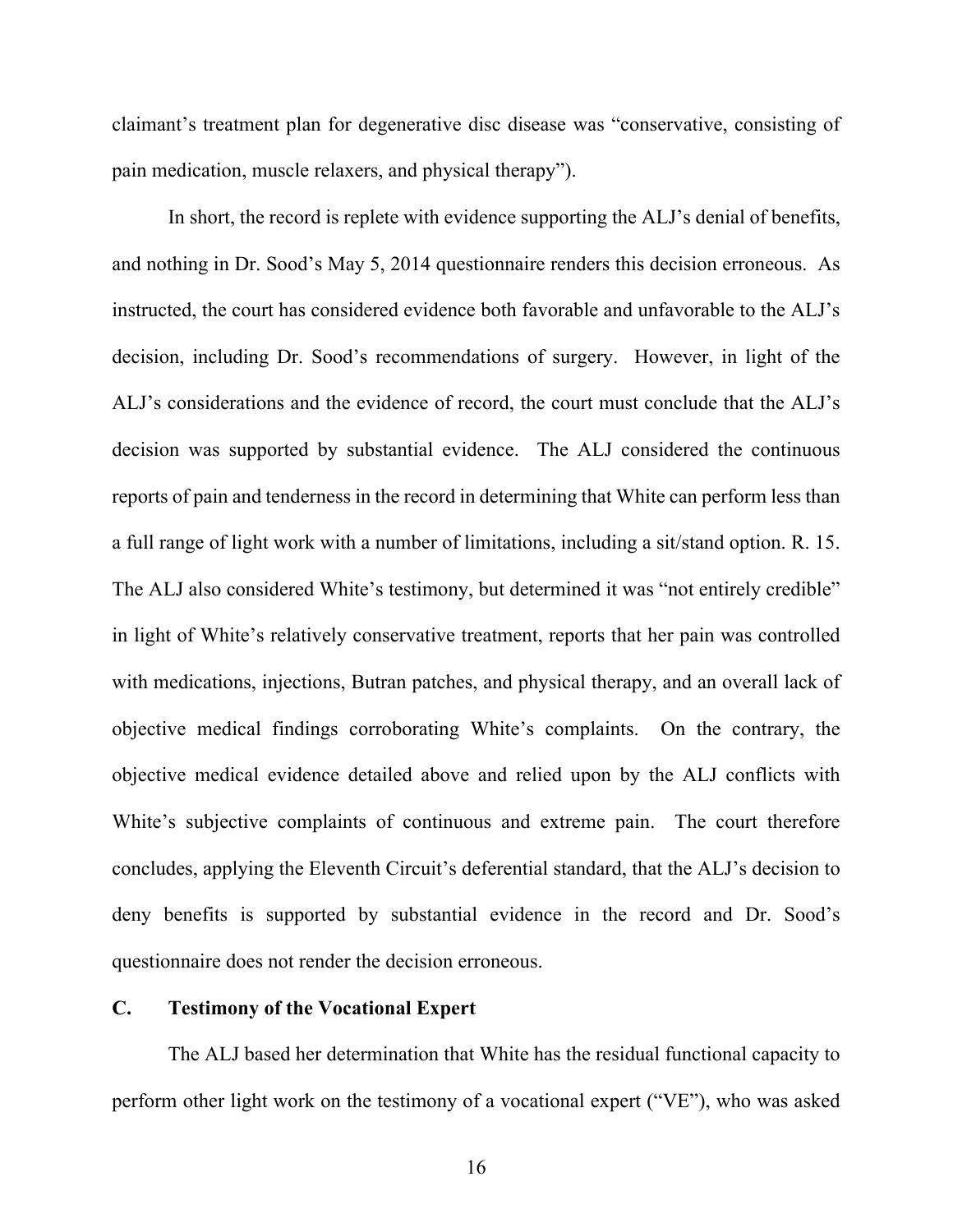claimant's treatment plan for degenerative disc disease was "conservative, consisting of pain medication, muscle relaxers, and physical therapy").

In short, the record is replete with evidence supporting the ALJ's denial of benefits, and nothing in Dr. Sood's May 5, 2014 questionnaire renders this decision erroneous. As instructed, the court has considered evidence both favorable and unfavorable to the ALJ's decision, including Dr. Sood's recommendations of surgery. However, in light of the ALJ's considerations and the evidence of record, the court must conclude that the ALJ's decision was supported by substantial evidence. The ALJ considered the continuous reports of pain and tenderness in the record in determining that White can perform less than a full range of light work with a number of limitations, including a sit/stand option. R. 15. The ALJ also considered White's testimony, but determined it was "not entirely credible" in light of White's relatively conservative treatment, reports that her pain was controlled with medications, injections, Butran patches, and physical therapy, and an overall lack of objective medical findings corroborating White's complaints. On the contrary, the objective medical evidence detailed above and relied upon by the ALJ conflicts with White's subjective complaints of continuous and extreme pain. The court therefore concludes, applying the Eleventh Circuit's deferential standard, that the ALJ's decision to deny benefits is supported by substantial evidence in the record and Dr. Sood's questionnaire does not render the decision erroneous.

### C. Testimony of the Vocational Expert

The ALJ based her determination that White has the residual functional capacity to perform other light work on the testimony of a vocational expert ("VE"), who was asked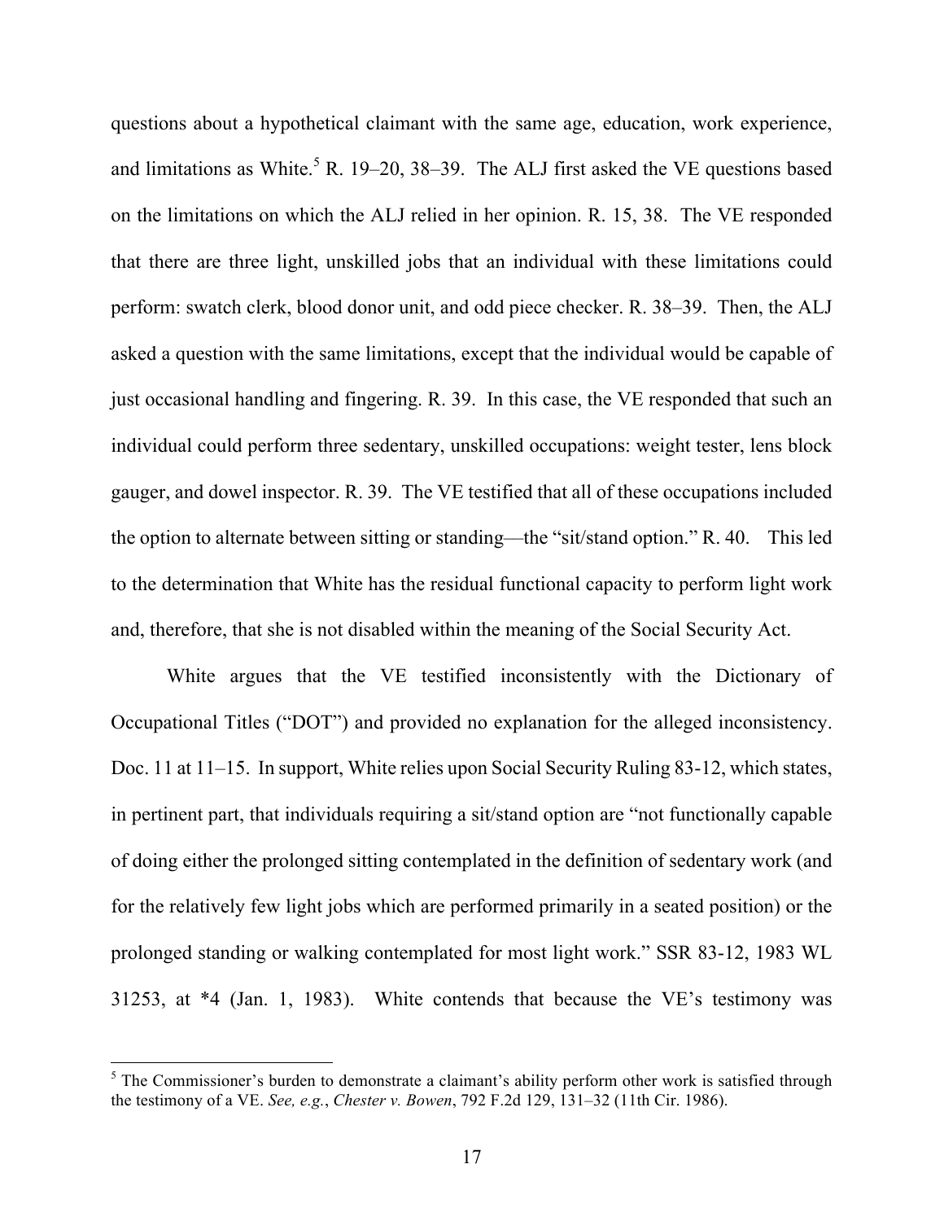questions about a hypothetical claimant with the same age, education, work experience, and limitations as White.[5] R. 19–20, 38–39. The ALJ first asked the VE questions based on the limitations on which the ALJ relied in her opinion. R. 15, 38. The VE responded that there are three light, unskilled jobs that an individual with these limitations could perform: swatch clerk, blood donor unit, and odd piece checker. R. 38–39. Then, the ALJ asked a question with the same limitations, except that the individual would be capable of just occasional handling and fingering. R. 39. In this case, the VE responded that such an individual could perform three sedentary, unskilled occupations: weight tester, lens block gauger, and dowel inspector. R. 39. The VE testified that all of these occupations included the option to alternate between sitting or standing—the "sit/stand option." R. 40. This led to the determination that White has the residual functional capacity to perform light work and, therefore, that she is not disabled within the meaning of the Social Security Act.

White argues that the VE testified inconsistently with the Dictionary of Occupational Titles ("DOT") and provided no explanation for the alleged inconsistency. Doc. 11 at 11–15. In support, White relies upon Social Security Ruling 83-12, which states, in pertinent part, that individuals requiring a sit/stand option are "not functionally capable of doing either the prolonged sitting contemplated in the definition of sedentary work (and for the relatively few light jobs which are performed primarily in a seated position) or the prolonged standing or walking contemplated for most light work." SSR 83-12, 1983 WL 31253, at *4 (Jan. 1, 1983). White contends that because the VE's testimony was

---

[5] The Commissioner's burden to demonstrate a claimant's ability perform other work is satisfied through the testimony of a VE. *See, e.g.*, *Chester v. Bowen*, 792 F.2d 129, 131–32 (11th Cir. 1986).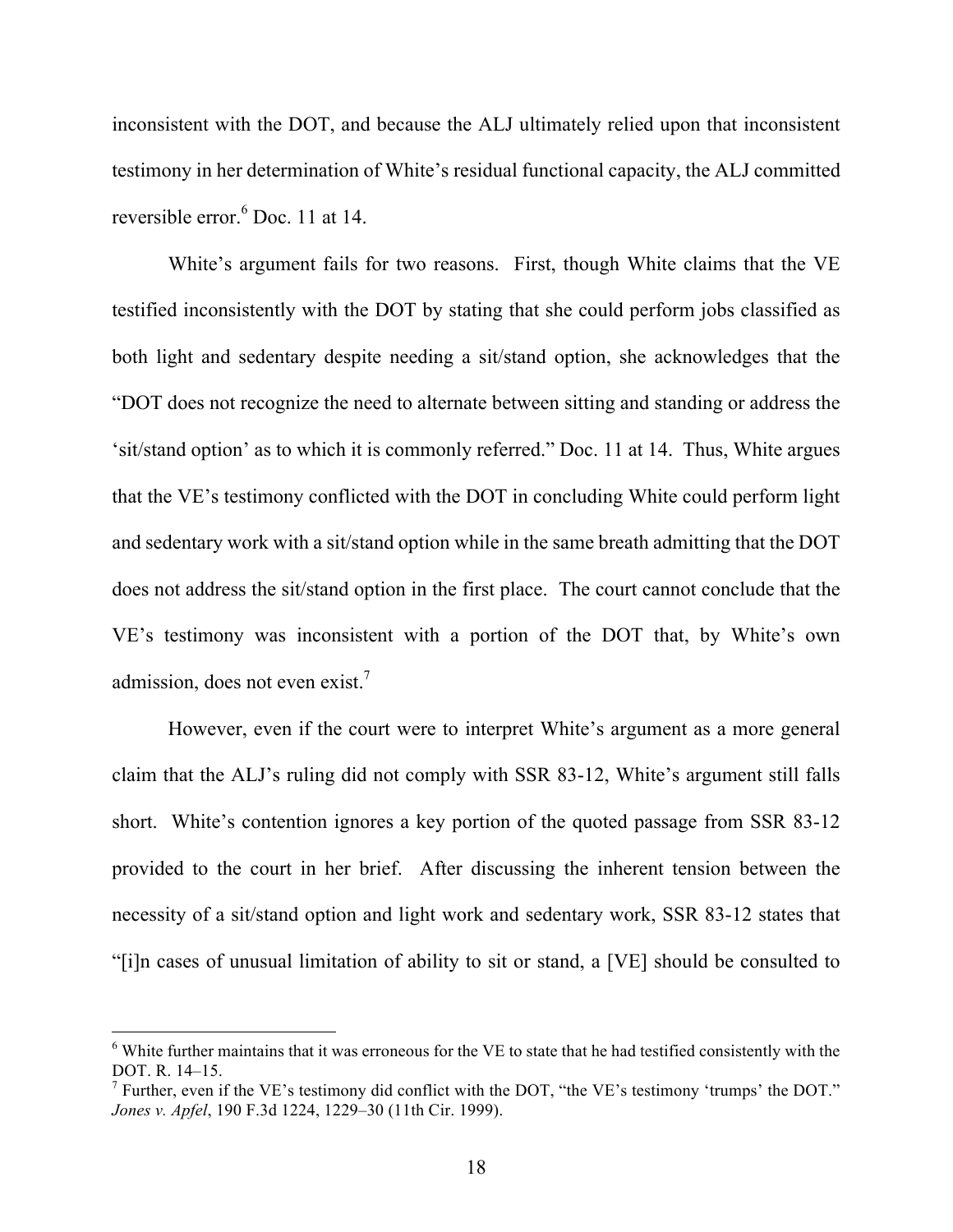inconsistent with the DOT, and because the ALJ ultimately relied upon that inconsistent testimony in her determination of White's residual functional capacity, the ALJ committed reversible error.[6] Doc. 11 at 14.

White's argument fails for two reasons. First, though White claims that the VE testified inconsistently with the DOT by stating that she could perform jobs classified as both light and sedentary despite needing a sit/stand option, she acknowledges that the "DOT does not recognize the need to alternate between sitting and standing or address the 'sit/stand option' as to which it is commonly referred." Doc. 11 at 14. Thus, White argues that the VE's testimony conflicted with the DOT in concluding White could perform light and sedentary work with a sit/stand option while in the same breath admitting that the DOT does not address the sit/stand option in the first place. The court cannot conclude that the VE's testimony was inconsistent with a portion of the DOT that, by White's own admission, does not even exist.[7]

However, even if the court were to interpret White's argument as a more general claim that the ALJ's ruling did not comply with SSR 83-12, White's argument still falls short. White's contention ignores a key portion of the quoted passage from SSR 83-12 provided to the court in her brief. After discussing the inherent tension between the necessity of a sit/stand option and light work and sedentary work, SSR 83-12 states that "[i]n cases of unusual limitation of ability to sit or stand, a [VE] should be consulted to

---

[6] White further maintains that it was erroneous for the VE to state that he had testified consistently with the DOT. R. 14–15.

[7] Further, even if the VE's testimony did conflict with the DOT, "the VE's testimony 'trumps' the DOT." *Jones v. Apfel*, 190 F.3d 1224, 1229–30 (11th Cir. 1999).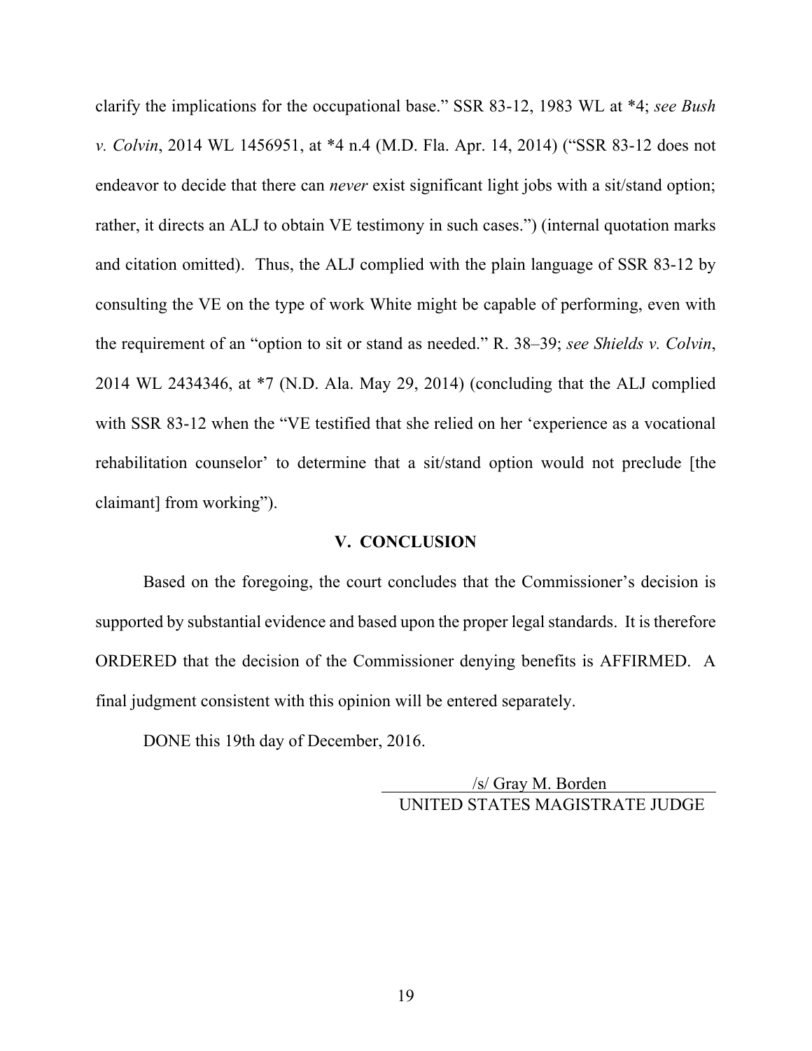clarify the implications for the occupational base." SSR 83-12, 1983 WL at *4; *see Bush v. Colvin*, 2014 WL 1456951, at *4 n.4 (M.D. Fla. Apr. 14, 2014) ("SSR 83-12 does not endeavor to decide that there can *never* exist significant light jobs with a sit/stand option; rather, it directs an ALJ to obtain VE testimony in such cases.") (internal quotation marks and citation omitted). Thus, the ALJ complied with the plain language of SSR 83-12 by consulting the VE on the type of work White might be capable of performing, even with the requirement of an "option to sit or stand as needed." R. 38–39; *see Shields v. Colvin*, 2014 WL 2434346, at *7 (N.D. Ala. May 29, 2014) (concluding that the ALJ complied with SSR 83-12 when the "VE testified that she relied on her 'experience as a vocational rehabilitation counselor' to determine that a sit/stand option would not preclude [the claimant] from working").

## V. CONCLUSION

Based on the foregoing, the court concludes that the Commissioner's decision is supported by substantial evidence and based upon the proper legal standards. It is therefore ORDERED that the decision of the Commissioner denying benefits is AFFIRMED. A final judgment consistent with this opinion will be entered separately.

DONE this 19th day of December, 2016.

/s/ Gray M. Borden
UNITED STATES MAGISTRATE JUDGE